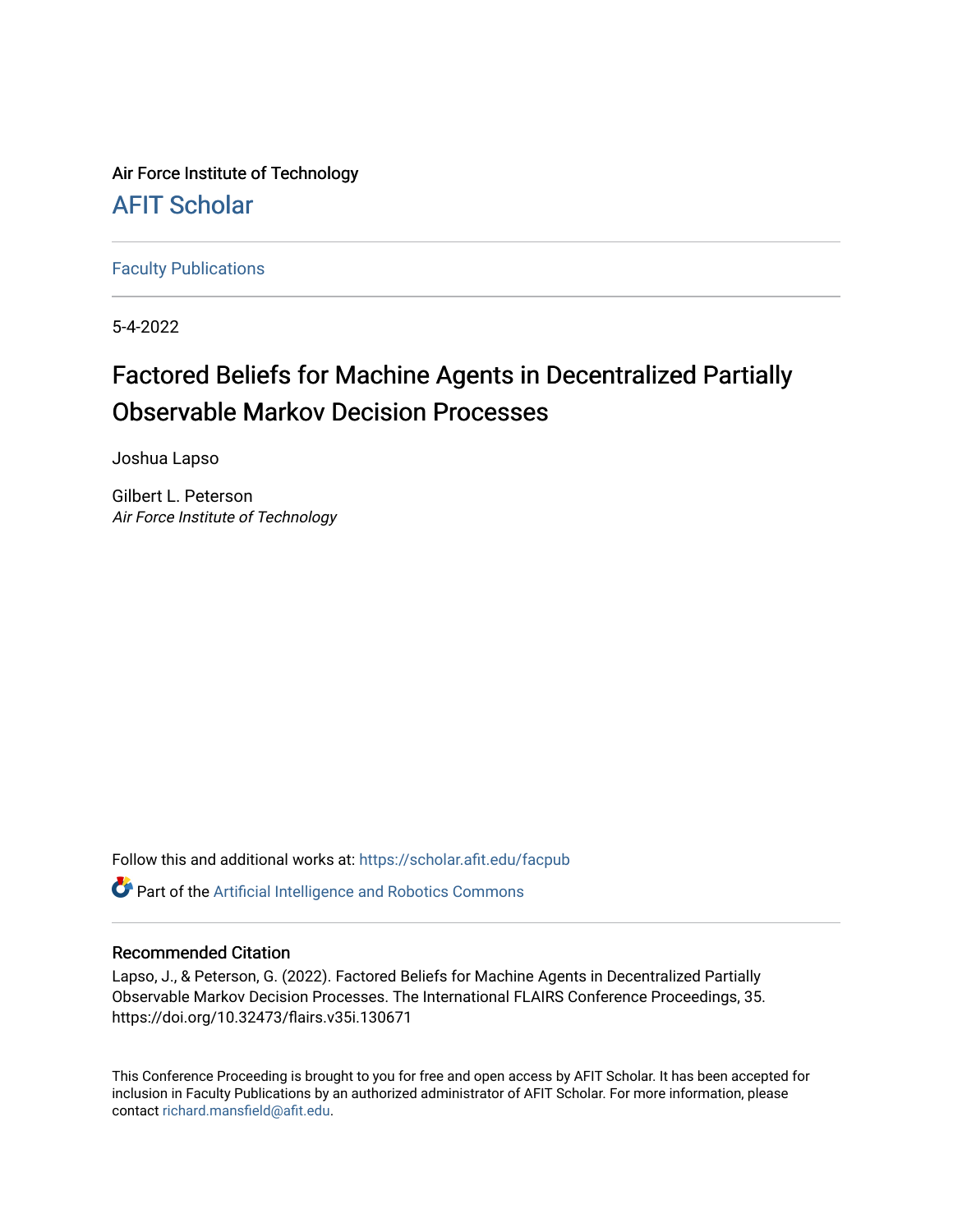Air Force Institute of Technology

# AFIT Scholar

Faculty Publications

5-4-2022

# Factored Beliefs for Machine Agents in Decentralized Partially Observable Markov Decision Processes

Joshua Lapso

Gilbert L. Peterson
*Air Force Institute of Technology*

Follow this and additional works at: https://scholar.afit.edu/facpub

Part of the Artificial Intelligence and Robotics Commons

## Recommended Citation

Lapso, J., & Peterson, G. (2022). Factored Beliefs for Machine Agents in Decentralized Partially Observable Markov Decision Processes. The International FLAIRS Conference Proceedings, 35. https://doi.org/10.32473/flairs.v35i.130671

This Conference Proceeding is brought to you for free and open access by AFIT Scholar. It has been accepted for inclusion in Faculty Publications by an authorized administrator of AFIT Scholar. For more information, please contact richard.mansfield@afit.edu.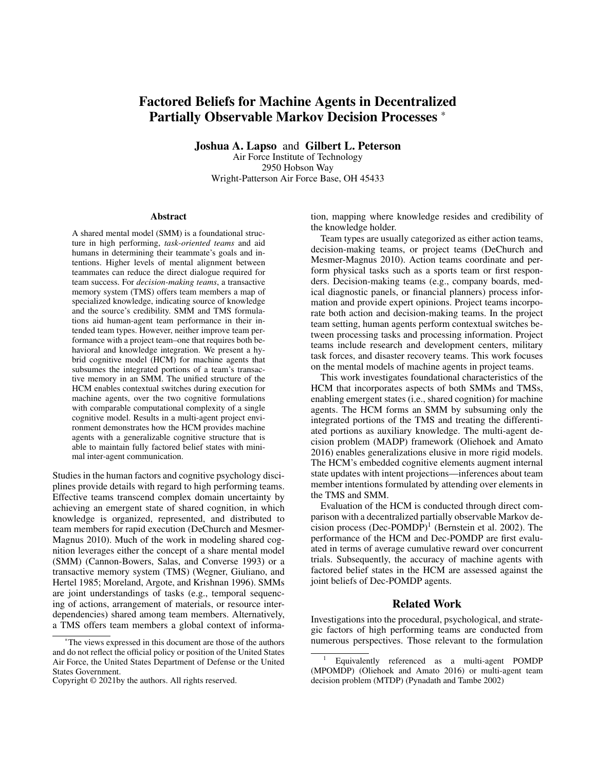# Factored Beliefs for Machine Agents in Decentralized Partially Observable Markov Decision Processes *

**Joshua A. Lapso** and **Gilbert L. Peterson**

Air Force Institute of Technology
2950 Hobson Way
Wright-Patterson Air Force Base, OH 45433

## Abstract

A shared mental model (SMM) is a foundational structure in high performing, *task-oriented teams* and aid humans in determining their teammate's goals and intentions. Higher levels of mental alignment between teammates can reduce the direct dialogue required for team success. For *decision-making teams*, a transactive memory system (TMS) offers team members a map of specialized knowledge, indicating source of knowledge and the source's credibility. SMM and TMS formulations aid human-agent team performance in their intended team types. However, neither improve team performance with a project team–one that requires both behavioral and knowledge integration. We present a hybrid cognitive model (HCM) for machine agents that subsumes the integrated portions of a team's transactive memory in an SMM. The unified structure of the HCM enables contextual switches during execution for machine agents, over the two cognitive formulations with comparable computational complexity of a single cognitive model. Results in a multi-agent project environment demonstrates how the HCM provides machine agents with a generalizable cognitive structure that is able to maintain fully factored belief states with minimal inter-agent communication.

Studies in the human factors and cognitive psychology disciplines provide details with regard to high performing teams. Effective teams transcend complex domain uncertainty by achieving an emergent state of shared cognition, in which knowledge is organized, represented, and distributed to team members for rapid execution (DeChurch and Mesmer-Magnus 2010). Much of the work in modeling shared cognition leverages either the concept of a share mental model (SMM) (Cannon-Bowers, Salas, and Converse 1993) or a transactive memory system (TMS) (Wegner, Giuliano, and Hertel 1985; Moreland, Argote, and Krishnan 1996). SMMs are joint understandings of tasks (e.g., temporal sequencing of actions, arrangement of materials, or resource interdependencies) shared among team members. Alternatively, a TMS offers team members a global context of information, mapping where knowledge resides and credibility of the knowledge holder.

Team types are usually categorized as either action teams, decision-making teams, or project teams (DeChurch and Mesmer-Magnus 2010). Action teams coordinate and perform physical tasks such as a sports team or first responders. Decision-making teams (e.g., company boards, medical diagnostic panels, or financial planners) process information and provide expert opinions. Project teams incorporate both action and decision-making teams. In the project team setting, human agents perform contextual switches between processing tasks and processing information. Project teams include research and development centers, military task forces, and disaster recovery teams. This work focuses on the mental models of machine agents in project teams.

This work investigates foundational characteristics of the HCM that incorporates aspects of both SMMs and TMSs, enabling emergent states (i.e., shared cognition) for machine agents. The HCM forms an SMM by subsuming only the integrated portions of the TMS and treating the differentiated portions as auxiliary knowledge. The multi-agent decision problem (MADP) framework (Oliehoek and Amato 2016) enables generalizations elusive in more rigid models. The HCM's embedded cognitive elements augment internal state updates with intent projections—inferences about team member intentions formulated by attending over elements in the TMS and SMM.

Evaluation of the HCM is conducted through direct comparison with a decentralized partially observable Markov decision process (Dec-POMDP)[1] (Bernstein et al. 2002). The performance of the HCM and Dec-POMDP are first evaluated in terms of average cumulative reward over concurrent trials. Subsequently, the accuracy of machine agents with factored belief states in the HCM are assessed against the joint beliefs of Dec-POMDP agents.

## Related Work

Investigations into the procedural, psychological, and strategic factors of high performing teams are conducted from numerous perspectives. Those relevant to the formulation

---

*The views expressed in this document are those of the authors and do not reflect the official policy or position of the United States Air Force, the United States Department of Defense or the United States Government.

Copyright © 2021by the authors. All rights reserved.

[1] Equivalently referenced as a multi-agent POMDP (MPOMDP) (Oliehoek and Amato 2016) or multi-agent team decision problem (MTDP) (Pynadath and Tambe 2002)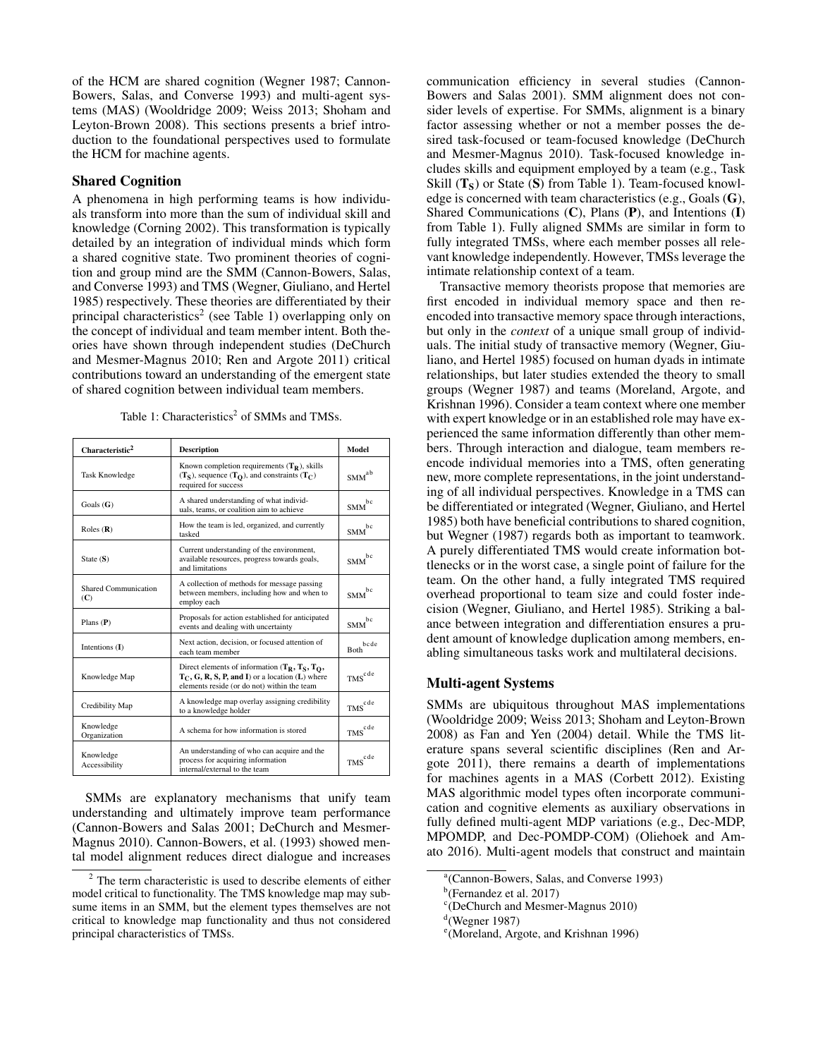of the HCM are shared cognition (Wegner 1987; Cannon-Bowers, Salas, and Converse 1993) and multi-agent systems (MAS) (Wooldridge 2009; Weiss 2013; Shoham and Leyton-Brown 2008). This sections presents a brief introduction to the foundational perspectives used to formulate the HCM for machine agents.

## Shared Cognition

A phenomena in high performing teams is how individuals transform into more than the sum of individual skill and knowledge (Corning 2002). This transformation is typically detailed by an integration of individual minds which form a shared cognitive state. Two prominent theories of cognition and group mind are the SMM (Cannon-Bowers, Salas, and Converse 1993) and TMS (Wegner, Giuliano, and Hertel 1985) respectively. These theories are differentiated by their principal characteristics[2] (see Table 1) overlapping only on the concept of individual and team member intent. Both theories have shown through independent studies (DeChurch and Mesmer-Magnus 2010; Ren and Argote 2011) critical contributions toward an understanding of the emergent state of shared cognition between individual team members.

Table 1: Characteristics[2] of SMMs and TMSs.

| Characteristic[2] | Description | Model |
|---|---|---|
| Task Knowledge | Known completion requirements ($\mathbf{T_R}$), skills ($\mathbf{T_S}$), sequence ($\mathbf{T_Q}$), and constraints ($\mathbf{T_C}$) required for success | SMM[a b] |
| Goals (**G**) | A shared understanding of what individuals, teams, or coalition aim to achieve | SMM[b c] |
| Roles (**R**) | How the team is led, organized, and currently tasked | SMM[b c] |
| State (**S**) | Current understanding of the environment, available resources, progress towards goals, and limitations | SMM[b c] |
| Shared Communication (**C**) | A collection of methods for message passing between members, including how and when to employ each | SMM[b c] |
| Plans (**P**) | Proposals for action established for anticipated events and dealing with uncertainty | SMM[b c] |
| Intentions (**I**) | Next action, decision, or focused attention of each team member | Both[b c d e] |
| Knowledge Map | Direct elements of information ($\mathbf{T_R}$, $\mathbf{T_S}$, $\mathbf{T_Q}$, $\mathbf{T_C}$, **G, R, S, P, and I**) or a location (**L**) where elements reside (or do not) within the team | TMS[c d e] |
| Credibility Map | A knowledge map overlay assigning credibility to a knowledge holder | TMS[c d e] |
| Knowledge Organization | A schema for how information is stored | TMS[c d e] |
| Knowledge Accessibility | An understanding of who can acquire and the process for acquiring information internal/external to the team | TMS[c d e] |

SMMs are explanatory mechanisms that unify team understanding and ultimately improve team performance (Cannon-Bowers and Salas 2001; DeChurch and Mesmer-Magnus 2010). Cannon-Bowers, et al. (1993) showed mental model alignment reduces direct dialogue and increases communication efficiency in several studies (Cannon-Bowers and Salas 2001). SMM alignment does not consider levels of expertise. For SMMs, alignment is a binary factor assessing whether or not a member posses the desired task-focused or team-focused knowledge (DeChurch and Mesmer-Magnus 2010). Task-focused knowledge includes skills and equipment employed by a team (e.g., Task Skill ($\mathbf{T_S}$) or State (**S**) from Table 1). Team-focused knowledge is concerned with team characteristics (e.g., Goals (**G**), Shared Communications (**C**), Plans (**P**), and Intentions (**I**) from Table 1). Fully aligned SMMs are similar in form to fully integrated TMSs, where each member posses all relevant knowledge independently. However, TMSs leverage the intimate relationship context of a team.

Transactive memory theorists propose that memories are first encoded in individual memory space and then re-encoded into transactive memory space through interactions, but only in the *context* of a unique small group of individuals. The initial study of transactive memory (Wegner, Giuliano, and Hertel 1985) focused on human dyads in intimate relationships, but later studies extended the theory to small groups (Wegner 1987) and teams (Moreland, Argote, and Krishnan 1996). Consider a team context where one member with expert knowledge or in an established role may have experienced the same information differently than other members. Through interaction and dialogue, team members re-encode individual memories into a TMS, often generating new, more complete representations, in the joint understanding of all individual perspectives. Knowledge in a TMS can be differentiated or integrated (Wegner, Giuliano, and Hertel 1985) both have beneficial contributions to shared cognition, but Wegner (1987) regards both as important to teamwork. A purely differentiated TMS would create information bottlenecks or in the worst case, a single point of failure for the team. On the other hand, a fully integrated TMS required overhead proportional to team size and could foster indecision (Wegner, Giuliano, and Hertel 1985). Striking a balance between integration and differentiation ensures a prudent amount of knowledge duplication among members, enabling simultaneous tasks work and multilateral decisions.

## Multi-agent Systems

SMMs are ubiquitous throughout MAS implementations (Wooldridge 2009; Weiss 2013; Shoham and Leyton-Brown 2008) as Fan and Yen (2004) detail. While the TMS literature spans several scientific disciplines (Ren and Argote 2011), there remains a dearth of implementations for machines agents in a MAS (Corbett 2012). Existing MAS algorithmic model types often incorporate communication and cognitive elements as auxiliary observations in fully defined multi-agent MDP variations (e.g., Dec-MDP, MPOMDP, and Dec-POMDP-COM) (Oliehoek and Amato 2016). Multi-agent models that construct and maintain

[2] The term characteristic is used to describe elements of either model critical to functionality. The TMS knowledge map may subsume items in an SMM, but the element types themselves are not critical to knowledge map functionality and thus not considered principal characteristics of TMSs.

[a] (Cannon-Bowers, Salas, and Converse 1993)

[b] (Fernandez et al. 2017)

[c] (DeChurch and Mesmer-Magnus 2010)

[d] (Wegner 1987)

[e] (Moreland, Argote, and Krishnan 1996)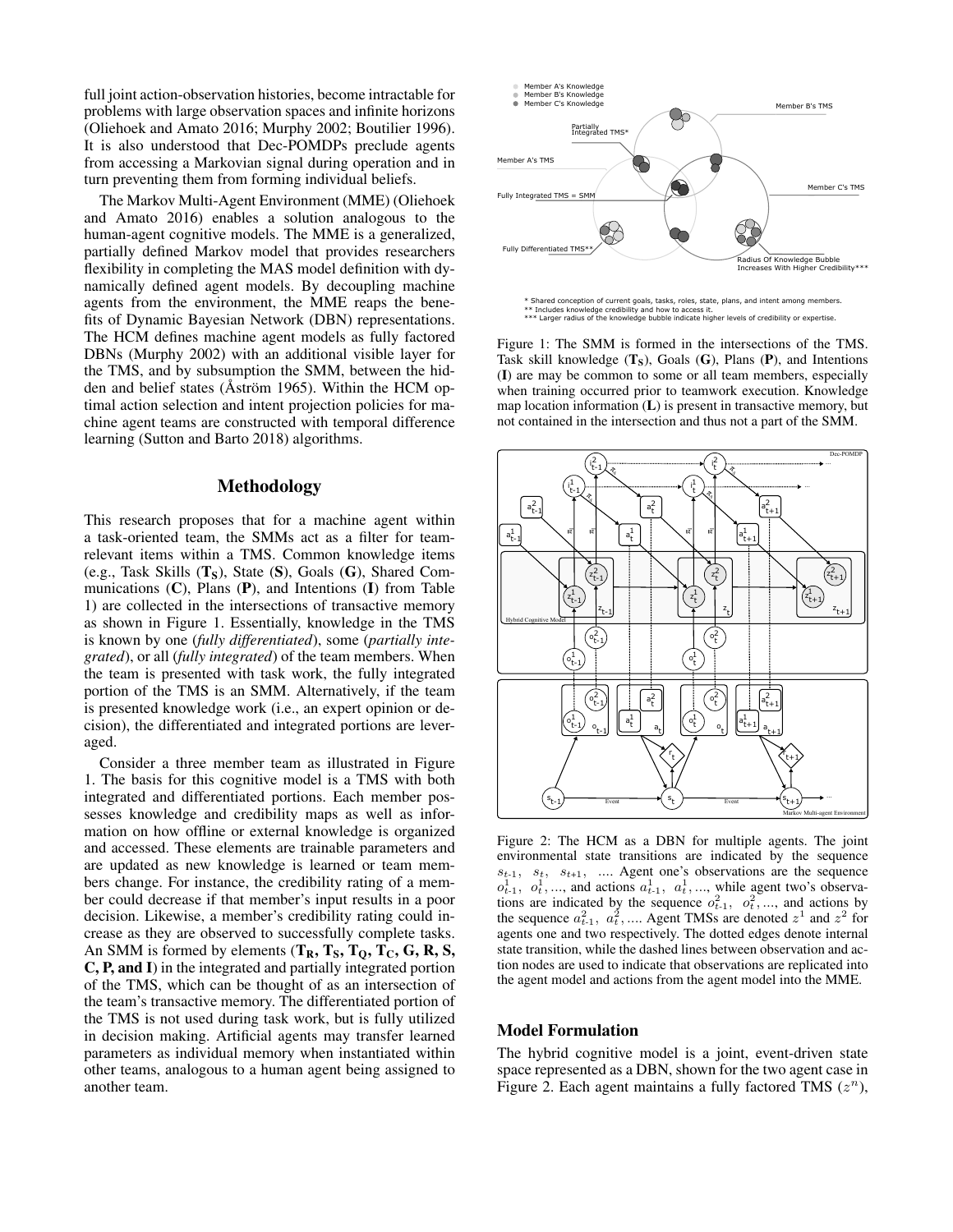full joint action-observation histories, become intractable for problems with large observation spaces and infinite horizons (Oliehoek and Amato 2016; Murphy 2002; Boutilier 1996). It is also understood that Dec-POMDPs preclude agents from accessing a Markovian signal during operation and in turn preventing them from forming individual beliefs.

The Markov Multi-Agent Environment (MME) (Oliehoek and Amato 2016) enables a solution analogous to the human-agent cognitive models. The MME is a generalized, partially defined Markov model that provides researchers flexibility in completing the MAS model definition with dynamically defined agent models. By decoupling machine agents from the environment, the MME reaps the benefits of Dynamic Bayesian Network (DBN) representations. The HCM defines machine agent models as fully factored DBNs (Murphy 2002) with an additional visible layer for the TMS, and by subsumption the SMM, between the hidden and belief states (Åström 1965). Within the HCM optimal action selection and intent projection policies for machine agent teams are constructed with temporal difference learning (Sutton and Barto 2018) algorithms.

## Methodology

This research proposes that for a machine agent within a task-oriented team, the SMMs act as a filter for team-relevant items within a TMS. Common knowledge items (e.g., Task Skills (**$T_S$**), State (**S**), Goals (**G**), Shared Communications (**C**), Plans (**P**), and Intentions (**I**) from Table 1) are collected in the intersections of transactive memory as shown in Figure 1. Essentially, knowledge in the TMS is known by one (*fully differentiated*), some (*partially integrated*), or all (*fully integrated*) of the team members. When the team is presented with task work, the fully integrated portion of the TMS is an SMM. Alternatively, if the team is presented knowledge work (i.e., an expert opinion or decision), the differentiated and integrated portions are leveraged.

Consider a three member team as illustrated in Figure 1. The basis for this cognitive model is a TMS with both integrated and differentiated portions. Each member possesses knowledge and credibility maps as well as information on how offline or external knowledge is organized and accessed. These elements are trainable parameters and are updated as new knowledge is learned or team members change. For instance, the credibility rating of a member could decrease if that member's input results in a poor decision. Likewise, a member's credibility rating could increase as they are observed to successfully complete tasks. An SMM is formed by elements (**$T_R$, $T_S$, $T_Q$, $T_C$, G, R, S, C, P, and I**) in the integrated and partially integrated portion of the TMS, which can be thought of as an intersection of the team's transactive memory. The differentiated portion of the TMS is not used during task work, but is fully utilized in decision making. Artificial agents may transfer learned parameters as individual memory when instantiated within other teams, analogous to a human agent being assigned to another team.

Figure 1: The SMM is formed in the intersections of the TMS. Task skill knowledge (**$T_S$**), Goals (**G**), Plans (**P**), and Intentions (**I**) are may be common to some or all team members, especially when training occurred prior to teamwork execution. Knowledge map location information (**L**) is present in transactive memory, but not contained in the intersection and thus not a part of the SMM.

Figure 2: The HCM as a DBN for multiple agents. The joint environmental state transitions are indicated by the sequence $s_{t\text{-}1}$, $s_t$, $s_{t+1}$, .... Agent one's observations are the sequence $o^1_{t\text{-}1}$, $o^1_t$, ..., and actions $a^1_{t\text{-}1}$, $a^1_t$, ..., while agent two's observations are indicated by the sequence $o^2_{t\text{-}1}$, $o^2_t$, ..., and actions by the sequence $a^2_{t\text{-}1}$, $a^2_t$, .... Agent TMSs are denoted $z^1$ and $z^2$ for agents one and two respectively. The dotted edges denote internal state transition, while the dashed lines between observation and action nodes are used to indicate that observations are replicated into the agent model and actions from the agent model into the MME.

### Model Formulation

The hybrid cognitive model is a joint, event-driven state space represented as a DBN, shown for the two agent case in Figure 2. Each agent maintains a fully factored TMS ($z^n$),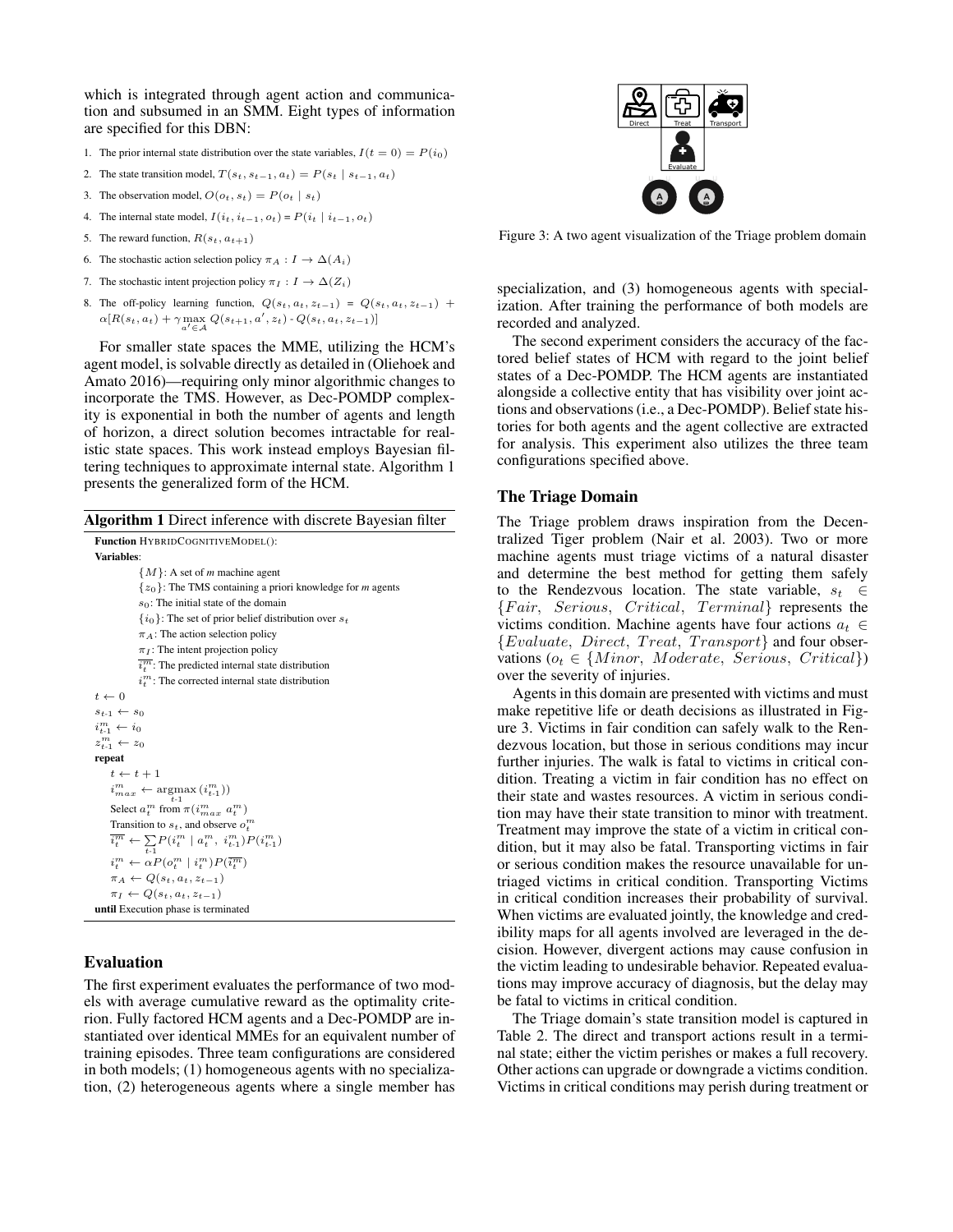which is integrated through agent action and communication and subsumed in an SMM. Eight types of information are specified for this DBN:

1. The prior internal state distribution over the state variables, $I(t = 0) = P(i_0)$
2. The state transition model, $T(s_t, s_{t-1}, a_t) = P(s_t \mid s_{t-1}, a_t)$
3. The observation model, $O(o_t, s_t) = P(o_t \mid s_t)$
4. The internal state model, $I(i_t, i_{t-1}, o_t) = P(i_t \mid i_{t-1}, o_t)$
5. The reward function, $R(s_t, a_{t+1})$
6. The stochastic action selection policy $\pi_A : I \rightarrow \Delta(A_i)$
7. The stochastic intent projection policy $\pi_I : I \rightarrow \Delta(Z_i)$
8. The off-policy learning function, $Q(s_t, a_t, z_{t-1}) = Q(s_t, a_t, z_{t-1}) + \alpha[R(s_t, a_t) + \gamma \max_{a' \in \mathcal{A}} Q(s_{t+1}, a', z_t) - Q(s_t, a_t, z_{t-1})]$

For smaller state spaces the MME, utilizing the HCM's agent model, is solvable directly as detailed in (Oliehoek and Amato 2016)—requiring only minor algorithmic changes to incorporate the TMS. However, as Dec-POMDP complexity is exponential in both the number of agents and length of horizon, a direct solution becomes intractable for realistic state spaces. This work instead employs Bayesian filtering techniques to approximate internal state. Algorithm 1 presents the generalized form of the HCM.

**Algorithm 1** Direct inference with discrete Bayesian filter

**Function** HYBRIDCOGNITIVEMODEL():
**Variables**:
- $\{M\}$: A set of *m* machine agent
- $\{z_0\}$: The TMS containing a priori knowledge for *m* agents
- $s_0$: The initial state of the domain
- $\{i_0\}$: The set of prior belief distribution over $s_t$
- $\pi_A$: The action selection policy
- $\pi_I$: The intent projection policy
- $\overline{i_t^m}$: The predicted internal state distribution
- $i_t^m$: The corrected internal state distribution

$t \leftarrow 0$
$s_{t\text{-}1} \leftarrow s_0$
$i_{t\text{-}1}^m \leftarrow i_0$
$z_{t\text{-}1}^m \leftarrow z_0$
**repeat**
  $t \leftarrow t + 1$
  $i_{max}^m \leftarrow \underset{t\text{-}1}{\text{argmax}}\,(i_{t\text{-}1}^m))$
  Select $a_t^m$ from $\pi(i_{max}^m\ a_t^m)$
  Transition to $s_t$, and observe $o_t^m$
  $\overline{i_t^m} \leftarrow \sum_{t\text{-}1} P(i_t^m \mid a_t^m,\ i_{t\text{-}1}^m) P(i_{t\text{-}1}^m)$
  $i_t^m \leftarrow \alpha P(o_t^m \mid i_t^m) P(\overline{i_t^m})$
  $\pi_A \leftarrow Q(s_t, a_t, z_{t-1})$
  $\pi_I \leftarrow Q(s_t, a_t, z_{t-1})$
**until** Execution phase is terminated

## Evaluation

The first experiment evaluates the performance of two models with average cumulative reward as the optimality criterion. Fully factored HCM agents and a Dec-POMDP are instantiated over identical MMEs for an equivalent number of training episodes. Three team configurations are considered in both models; (1) homogeneous agents with no specialization, (2) heterogeneous agents where a single member has specialization, and (3) homogeneous agents with specialization. After training the performance of both models are recorded and analyzed.

The second experiment considers the accuracy of the factored belief states of HCM with regard to the joint belief states of a Dec-POMDP. The HCM agents are instantiated alongside a collective entity that has visibility over joint actions and observations (i.e., a Dec-POMDP). Belief state histories for both agents and the agent collective are extracted for analysis. This experiment also utilizes the three team configurations specified above.

Figure 3: A two agent visualization of the Triage problem domain

## The Triage Domain

The Triage problem draws inspiration from the Decentralized Tiger problem (Nair et al. 2003). Two or more machine agents must triage victims of a natural disaster and determine the best method for getting them safely to the Rendezvous location. The state variable, $s_t \in \{Fair,\ Serious,\ Critical,\ Terminal\}$ represents the victims condition. Machine agents have four actions $a_t \in \{Evaluate,\ Direct,\ Treat,\ Transport\}$ and four observations ($o_t \in \{Minor,\ Moderate,\ Serious,\ Critical\}$) over the severity of injuries.

Agents in this domain are presented with victims and must make repetitive life or death decisions as illustrated in Figure 3. Victims in fair condition can safely walk to the Rendezvous location, but those in serious conditions may incur further injuries. The walk is fatal to victims in critical condition. Treating a victim in fair condition has no effect on their state and wastes resources. A victim in serious condition may have their state transition to minor with treatment. Treatment may improve the state of a victim in critical condition, but it may also be fatal. Transporting victims in fair or serious condition makes the resource unavailable for untriaged victims in critical condition. Transporting Victims in critical condition increases their probability of survival. When victims are evaluated jointly, the knowledge and credibility maps for all agents involved are leveraged in the decision. However, divergent actions may cause confusion in the victim leading to undesirable behavior. Repeated evaluations may improve accuracy of diagnosis, but the delay may be fatal to victims in critical condition.

The Triage domain's state transition model is captured in Table 2. The direct and transport actions result in a terminal state; either the victim perishes or makes a full recovery. Other actions can upgrade or downgrade a victims condition. Victims in critical conditions may perish during treatment or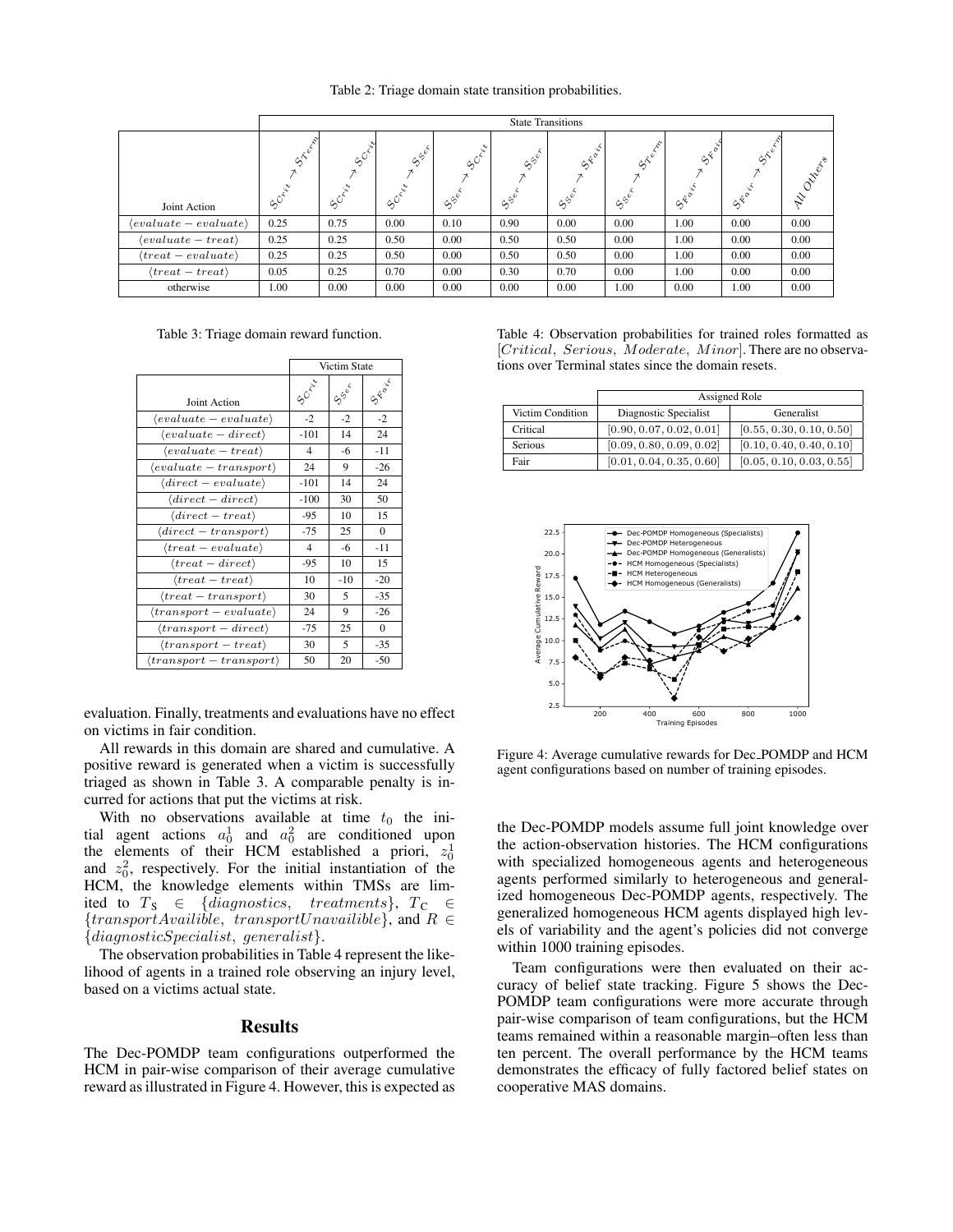Table 2: Triage domain state transition probabilities.

| | State Transitions | | | | | | | | | |
|---|---|---|---|---|---|---|---|---|---|---|
| Joint Action | $S_{Crit} \to S_{Term}$ | $S_{Crit} \to S_{Crit}$ | $S_{Crit} \to S_{Ser}$ | $S_{Ser} \to S_{Crit}$ | $S_{Ser} \to S_{Ser}$ | $S_{Ser} \to S_{Fair}$ | $S_{Ser} \to S_{Term}$ | $S_{Fair} \to S_{Fair}$ | $S_{Fair} \to S_{Term}$ | All Others |
| $\langle evaluate - evaluate \rangle$ | 0.25 | 0.75 | 0.00 | 0.10 | 0.90 | 0.00 | 0.00 | 1.00 | 0.00 | 0.00 |
| $\langle evaluate - treat \rangle$ | 0.25 | 0.25 | 0.50 | 0.00 | 0.50 | 0.50 | 0.00 | 1.00 | 0.00 | 0.00 |
| $\langle treat - evaluate \rangle$ | 0.25 | 0.25 | 0.50 | 0.00 | 0.50 | 0.50 | 0.00 | 1.00 | 0.00 | 0.00 |
| $\langle treat - treat \rangle$ | 0.05 | 0.25 | 0.70 | 0.00 | 0.30 | 0.70 | 0.00 | 1.00 | 0.00 | 0.00 |
| otherwise | 1.00 | 0.00 | 0.00 | 0.00 | 0.00 | 0.00 | 1.00 | 0.00 | 1.00 | 0.00 |

Table 3: Triage domain reward function.

| | Victim State | | |
|---|---|---|---|
| Joint Action | $S_{Crit}$ | $S_{Ser}$ | $S_{Fair}$ |
| $\langle evaluate - evaluate \rangle$ | -2 | -2 | -2 |
| $\langle evaluate - direct \rangle$ | -101 | 14 | 24 |
| $\langle evaluate - treat \rangle$ | 4 | -6 | -11 |
| $\langle evaluate - transport \rangle$ | 24 | 9 | -26 |
| $\langle direct - evaluate \rangle$ | -101 | 14 | 24 |
| $\langle direct - direct \rangle$ | -100 | 30 | 50 |
| $\langle direct - treat \rangle$ | -95 | 10 | 15 |
| $\langle direct - transport \rangle$ | -75 | 25 | 0 |
| $\langle treat - evaluate \rangle$ | 4 | -6 | -11 |
| $\langle treat - direct \rangle$ | -95 | 10 | 15 |
| $\langle treat - treat \rangle$ | 10 | -10 | -20 |
| $\langle treat - transport \rangle$ | 30 | 5 | -35 |
| $\langle transport - evaluate \rangle$ | 24 | 9 | -26 |
| $\langle transport - direct \rangle$ | -75 | 25 | 0 |
| $\langle transport - treat \rangle$ | 30 | 5 | -35 |
| $\langle transport - transport \rangle$ | 50 | 20 | -50 |

evaluation. Finally, treatments and evaluations have no effect on victims in fair condition.

All rewards in this domain are shared and cumulative. A positive reward is generated when a victim is successfully triaged as shown in Table 3. A comparable penalty is incurred for actions that put the victims at risk.

With no observations available at time $t_0$ the initial agent actions $a_0^1$ and $a_0^2$ are conditioned upon the elements of their HCM established a priori, $z_0^1$ and $z_0^2$, respectively. For the initial instantiation of the HCM, the knowledge elements within TMSs are limited to $T_S \in \{diagnostics,\ treatments\}$, $T_C \in \{transportAvailible,\ transportUnavailible\}$, and $R \in \{diagnosticSpecialist,\ generalist\}$.

The observation probabilities in Table 4 represent the likelihood of agents in a trained role observing an injury level, based on a victims actual state.

Table 4: Observation probabilities for trained roles formatted as $[Critical,\ Serious,\ Moderate,\ Minor]$. There are no observations over Terminal states since the domain resets.

| | Assigned Role | |
|---|---|---|
| Victim Condition | Diagnostic Specialist | Generalist |
| Critical | $[0.90, 0.07, 0.02, 0.01]$ | $[0.55, 0.30, 0.10, 0.50]$ |
| Serious | $[0.09, 0.80, 0.09, 0.02]$ | $[0.10, 0.40, 0.40, 0.10]$ |
| Fair | $[0.01, 0.04, 0.35, 0.60]$ | $[0.05, 0.10, 0.03, 0.55]$ |

Figure 4: Average cumulative rewards for Dec_POMDP and HCM agent configurations based on number of training episodes.

## Results

The Dec-POMDP team configurations outperformed the HCM in pair-wise comparison of their average cumulative reward as illustrated in Figure 4. However, this is expected as the Dec-POMDP models assume full joint knowledge over the action-observation histories. The HCM configurations with specialized homogeneous agents and heterogeneous agents performed similarly to heterogeneous and generalized homogeneous Dec-POMDP agents, respectively. The generalized homogeneous HCM agents displayed high levels of variability and the agent's policies did not converge within 1000 training episodes.

Team configurations were then evaluated on their accuracy of belief state tracking. Figure 5 shows the Dec-POMDP team configurations were more accurate through pair-wise comparison of team configurations, but the HCM teams remained within a reasonable margin–often less than ten percent. The overall performance by the HCM teams demonstrates the efficacy of fully factored belief states on cooperative MAS domains.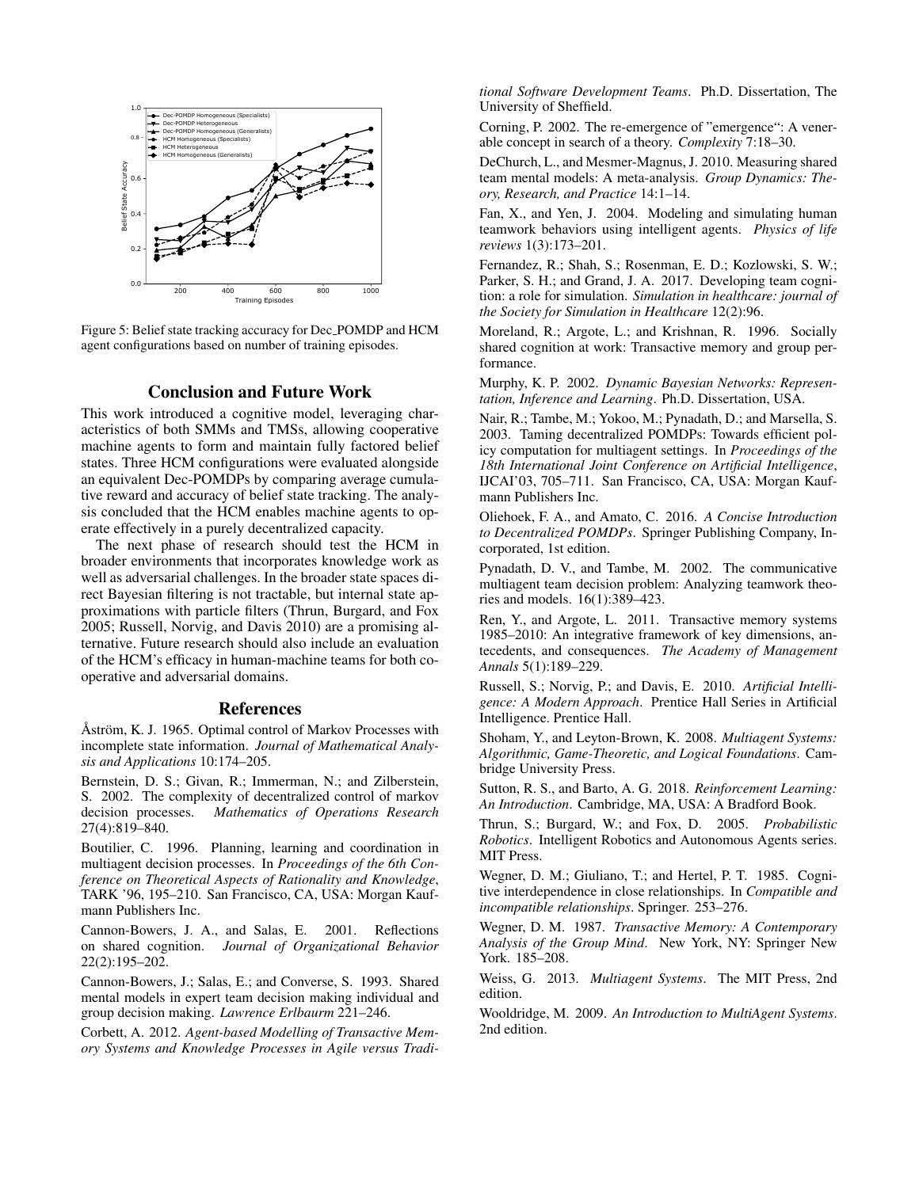1.0

0.8

0.6

0.4

0.2

0.0

Belief State Accuracy

200 400 600 800 1000

Training Episodes

Dec-POMDP Homogeneous (Specialists)

Dec-POMDP Heterogeneous

Dec-POMDP Homogeneous (Generalists)

HCM Homogeneous (Specialists)

HCM Heterogeneous

HCM Homogeneous (Generalists)

Figure 5: Belief state tracking accuracy for Dec_POMDP and HCM agent configurations based on number of training episodes.

## Conclusion and Future Work

This work introduced a cognitive model, leveraging characteristics of both SMMs and TMSs, allowing cooperative machine agents to form and maintain fully factored belief states. Three HCM configurations were evaluated alongside an equivalent Dec-POMDPs by comparing average cumulative reward and accuracy of belief state tracking. The analysis concluded that the HCM enables machine agents to operate effectively in a purely decentralized capacity.

The next phase of research should test the HCM in broader environments that incorporates knowledge work as well as adversarial challenges. In the broader state spaces direct Bayesian filtering is not tractable, but internal state approximations with particle filters (Thrun, Burgard, and Fox 2005; Russell, Norvig, and Davis 2010) are a promising alternative. Future research should also include an evaluation of the HCM's efficacy in human-machine teams for both cooperative and adversarial domains.

## References

Åström, K. J. 1965. Optimal control of Markov Processes with incomplete state information. *Journal of Mathematical Analysis and Applications* 10:174–205.

Bernstein, D. S.; Givan, R.; Immerman, N.; and Zilberstein, S. 2002. The complexity of decentralized control of markov decision processes. *Mathematics of Operations Research* 27(4):819–840.

Boutilier, C. 1996. Planning, learning and coordination in multiagent decision processes. In *Proceedings of the 6th Conference on Theoretical Aspects of Rationality and Knowledge*, TARK '96, 195–210. San Francisco, CA, USA: Morgan Kaufmann Publishers Inc.

Cannon-Bowers, J. A., and Salas, E. 2001. Reflections on shared cognition. *Journal of Organizational Behavior* 22(2):195–202.

Cannon-Bowers, J.; Salas, E.; and Converse, S. 1993. Shared mental models in expert team decision making individual and group decision making. *Lawrence Erlbaurm* 221–246.

Corbett, A. 2012. *Agent-based Modelling of Transactive Memory Systems and Knowledge Processes in Agile versus Traditional Software Development Teams*. Ph.D. Dissertation, The University of Sheffield.

Corning, P. 2002. The re-emergence of "emergence": A venerable concept in search of a theory. *Complexity* 7:18–30.

DeChurch, L., and Mesmer-Magnus, J. 2010. Measuring shared team mental models: A meta-analysis. *Group Dynamics: Theory, Research, and Practice* 14:1–14.

Fan, X., and Yen, J. 2004. Modeling and simulating human teamwork behaviors using intelligent agents. *Physics of life reviews* 1(3):173–201.

Fernandez, R.; Shah, S.; Rosenman, E. D.; Kozlowski, S. W.; Parker, S. H.; and Grand, J. A. 2017. Developing team cognition: a role for simulation. *Simulation in healthcare: journal of the Society for Simulation in Healthcare* 12(2):96.

Moreland, R.; Argote, L.; and Krishnan, R. 1996. Socially shared cognition at work: Transactive memory and group performance.

Murphy, K. P. 2002. *Dynamic Bayesian Networks: Representation, Inference and Learning*. Ph.D. Dissertation, USA.

Nair, R.; Tambe, M.; Yokoo, M.; Pynadath, D.; and Marsella, S. 2003. Taming decentralized POMDPs: Towards efficient policy computation for multiagent settings. In *Proceedings of the 18th International Joint Conference on Artificial Intelligence*, IJCAI'03, 705–711. San Francisco, CA, USA: Morgan Kaufmann Publishers Inc.

Oliehoek, F. A., and Amato, C. 2016. *A Concise Introduction to Decentralized POMDPs*. Springer Publishing Company, Incorporated, 1st edition.

Pynadath, D. V., and Tambe, M. 2002. The communicative multiagent team decision problem: Analyzing teamwork theories and models. 16(1):389–423.

Ren, Y., and Argote, L. 2011. Transactive memory systems 1985–2010: An integrative framework of key dimensions, antecedents, and consequences. *The Academy of Management Annals* 5(1):189–229.

Russell, S.; Norvig, P.; and Davis, E. 2010. *Artificial Intelligence: A Modern Approach*. Prentice Hall Series in Artificial Intelligence. Prentice Hall.

Shoham, Y., and Leyton-Brown, K. 2008. *Multiagent Systems: Algorithmic, Game-Theoretic, and Logical Foundations*. Cambridge University Press.

Sutton, R. S., and Barto, A. G. 2018. *Reinforcement Learning: An Introduction*. Cambridge, MA, USA: A Bradford Book.

Thrun, S.; Burgard, W.; and Fox, D. 2005. *Probabilistic Robotics*. Intelligent Robotics and Autonomous Agents series. MIT Press.

Wegner, D. M.; Giuliano, T.; and Hertel, P. T. 1985. Cognitive interdependence in close relationships. In *Compatible and incompatible relationships*. Springer. 253–276.

Wegner, D. M. 1987. *Transactive Memory: A Contemporary Analysis of the Group Mind*. New York, NY: Springer New York. 185–208.

Weiss, G. 2013. *Multiagent Systems*. The MIT Press, 2nd edition.

Wooldridge, M. 2009. *An Introduction to MultiAgent Systems*. 2nd edition.